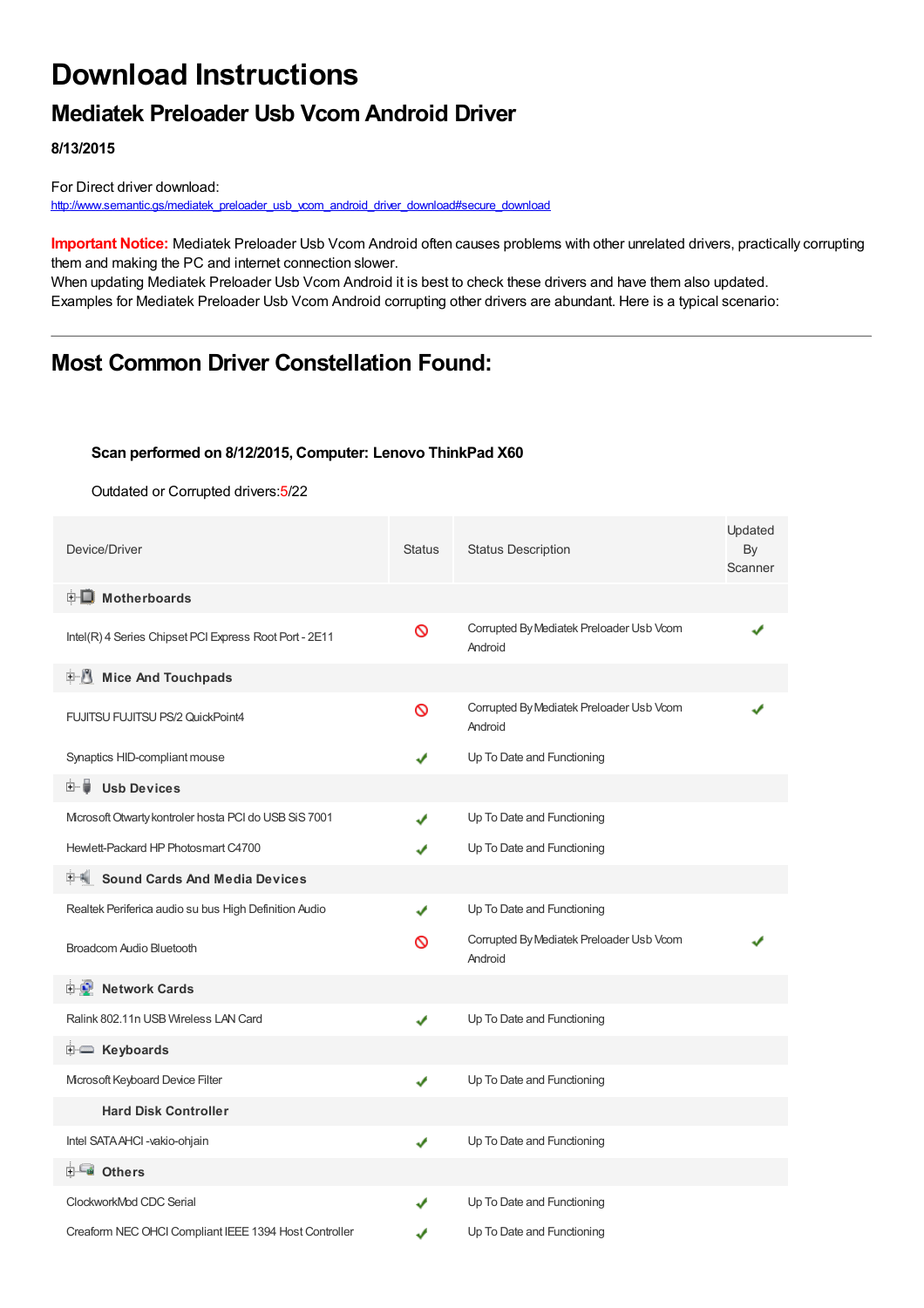# Download Instructions

## Mediatek Preloader Usb Vcom Android Driver

**8/13/2015**

For Direct driver download:
http://www.semantic.gs/mediatek_preloader_usb_vcom_android_driver_download#secure_download

**Important Notice:** Mediatek Preloader Usb Vcom Android often causes problems with other unrelated drivers, practically corrupting them and making the PC and internet connection slower.
When updating Mediatek Preloader Usb Vcom Android it is best to check these drivers and have them also updated.
Examples for Mediatek Preloader Usb Vcom Android corrupting other drivers are abundant. Here is a typical scenario:

---

## Most Common Driver Constellation Found:

**Scan performed on 8/12/2015, Computer: Lenovo ThinkPad X60**

Outdated or Corrupted drivers:5/22

| Device/Driver | Status | Status Description | Updated By Scanner |
|---|---|---|---|
| **Motherboards** | | | |
| Intel(R) 4 Series Chipset PCI Express Root Port - 2E11 | 🚫 | Corrupted By Mediatek Preloader Usb Vcom Android | ✔ |
| **Mice And Touchpads** | | | |
| FUJITSU FUJITSU PS/2 QuickPoint4 | 🚫 | Corrupted By Mediatek Preloader Usb Vcom Android | ✔ |
| Synaptics HID-compliant mouse | ✔ | Up To Date and Functioning | |
| **Usb Devices** | | | |
| Microsoft Otwarty kontroler hosta PCI do USB SiS 7001 | ✔ | Up To Date and Functioning | |
| Hewlett-Packard HP Photosmart C4700 | ✔ | Up To Date and Functioning | |
| **Sound Cards And Media Devices** | | | |
| Realtek Periferica audio su bus High Definition Audio | ✔ | Up To Date and Functioning | |
| Broadcom Audio Bluetooth | 🚫 | Corrupted By Mediatek Preloader Usb Vcom Android | ✔ |
| **Network Cards** | | | |
| Ralink 802.11n USB Wireless LAN Card | ✔ | Up To Date and Functioning | |
| **Keyboards** | | | |
| Microsoft Keyboard Device Filter | ✔ | Up To Date and Functioning | |
| **Hard Disk Controller** | | | |
| Intel SATA AHCI -vakio-ohjain | ✔ | Up To Date and Functioning | |
| **Others** | | | |
| ClockworkMod CDC Serial | ✔ | Up To Date and Functioning | |
| Creaform NEC OHCI Compliant IEEE 1394 Host Controller | ✔ | Up To Date and Functioning | |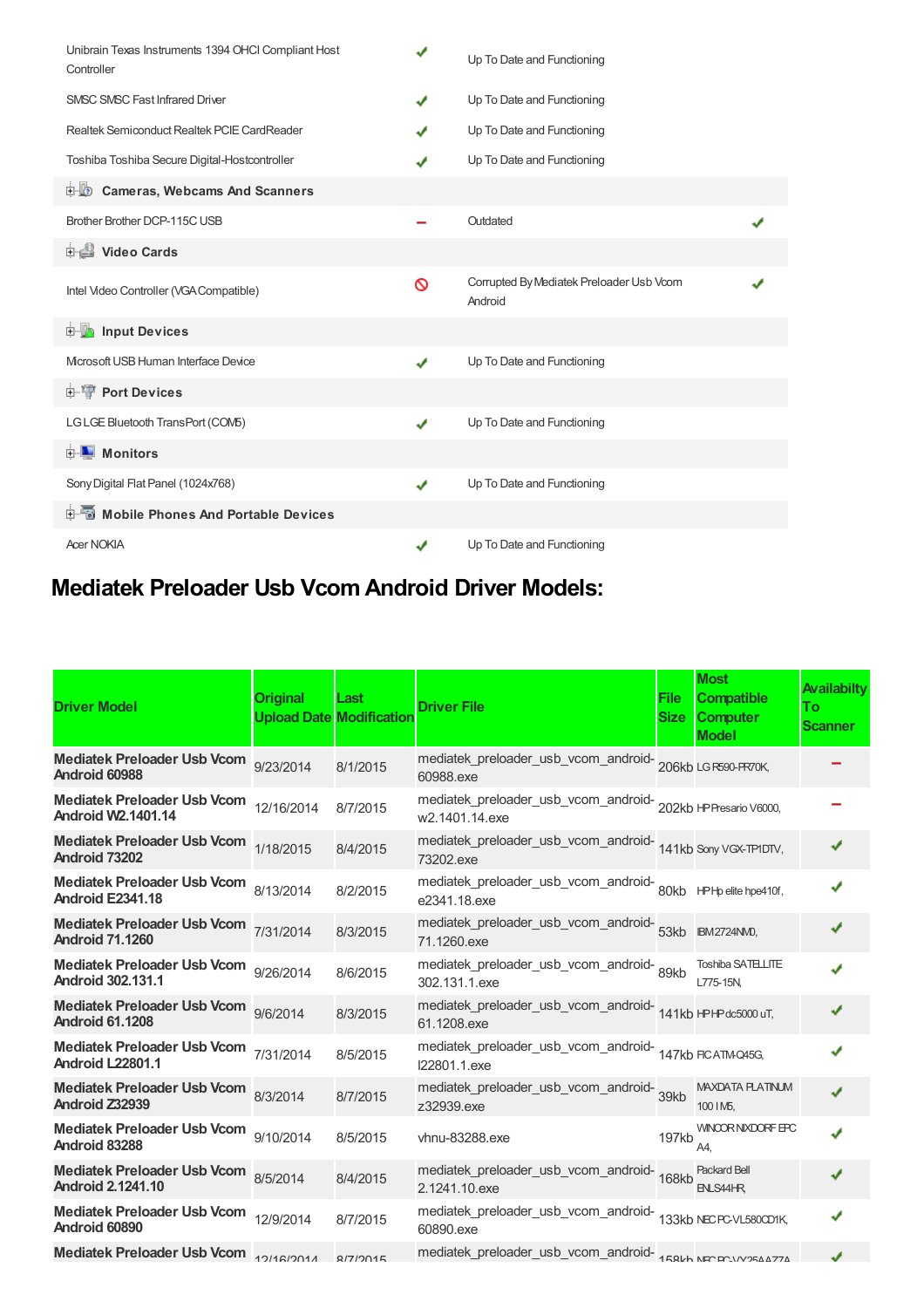| | | | |
|---|---|---|---|
| Unibrain Texas Instruments 1394 OHCI Compliant Host Controller | ✔ | Up To Date and Functioning | |
| SMSC SMSC Fast Infrared Driver | ✔ | Up To Date and Functioning | |
| Realtek Semiconduct Realtek PCIE CardReader | ✔ | Up To Date and Functioning | |
| Toshiba Toshiba Secure Digital-Hostcontroller | ✔ | Up To Date and Functioning | |
| **Cameras, Webcams And Scanners** | | | |
| Brother Brother DCP-115C USB | – | Outdated | ✔ |
| **Video Cards** | | | |
| Intel Video Controller (VGA Compatible) | 🚫 | Corrupted By Mediatek Preloader Usb Vcom Android | ✔ |
| **Input Devices** | | | |
| Microsoft USB Human Interface Device | ✔ | Up To Date and Functioning | |
| **Port Devices** | | | |
| LG LGE Bluetooth TransPort (COM5) | ✔ | Up To Date and Functioning | |
| **Monitors** | | | |
| Sony Digital Flat Panel (1024x768) | ✔ | Up To Date and Functioning | |
| **Mobile Phones And Portable Devices** | | | |
| Acer NOKIA | ✔ | Up To Date and Functioning | |

## Mediatek Preloader Usb Vcom Android Driver Models:

| Driver Model | Original Upload Date | Last Modification | Driver File | File Size | Most Compatible Computer Model | Availabilty To Scanner |
|---|---|---|---|---|---|---|
| **Mediatek Preloader Usb Vcom Android 60988** | 9/23/2014 | 8/1/2015 | mediatek_preloader_usb_vcom_android-60988.exe | 206kb | LG R590-PR70K, | – |
| **Mediatek Preloader Usb Vcom Android W2.1401.14** | 12/16/2014 | 8/7/2015 | mediatek_preloader_usb_vcom_android-w2.1401.14.exe | 202kb | HP Presario V6000, | – |
| **Mediatek Preloader Usb Vcom Android 73202** | 1/18/2015 | 8/4/2015 | mediatek_preloader_usb_vcom_android-73202.exe | 141kb | Sony VGX-TP1DTV, | ✔ |
| **Mediatek Preloader Usb Vcom Android E2341.18** | 8/13/2014 | 8/2/2015 | mediatek_preloader_usb_vcom_android-e2341.18.exe | 80kb | HP Hp elite hpe410f, | ✔ |
| **Mediatek Preloader Usb Vcom Android 71.1260** | 7/31/2014 | 8/3/2015 | mediatek_preloader_usb_vcom_android-71.1260.exe | 53kb | IBM 2724NMD, | ✔ |
| **Mediatek Preloader Usb Vcom Android 302.131.1** | 9/26/2014 | 8/6/2015 | mediatek_preloader_usb_vcom_android-302.131.1.exe | 89kb | Toshiba SATELLITE L775-15N, | ✔ |
| **Mediatek Preloader Usb Vcom Android 61.1208** | 9/6/2014 | 8/3/2015 | mediatek_preloader_usb_vcom_android-61.1208.exe | 141kb | HP HP dc5000 uT, | ✔ |
| **Mediatek Preloader Usb Vcom Android L22801.1** | 7/31/2014 | 8/5/2015 | mediatek_preloader_usb_vcom_android-l22801.1.exe | 147kb | FIC ATM-Q45G, | ✔ |
| **Mediatek Preloader Usb Vcom Android Z32939** | 8/3/2014 | 8/7/2015 | mediatek_preloader_usb_vcom_android-z32939.exe | 39kb | MAXDATA PLATINUM 100 I M5, | ✔ |
| **Mediatek Preloader Usb Vcom Android 83288** | 9/10/2014 | 8/5/2015 | vhnu-83288.exe | 197kb | WINCOR NIXDORF EPC A4, | ✔ |
| **Mediatek Preloader Usb Vcom Android 2.1241.10** | 8/5/2014 | 8/4/2015 | mediatek_preloader_usb_vcom_android-2.1241.10.exe | 168kb | Packard Bell ENLS44HR, | ✔ |
| **Mediatek Preloader Usb Vcom Android 60890** | 12/9/2014 | 8/7/2015 | mediatek_preloader_usb_vcom_android-60890.exe | 133kb | NEC PC-VL580CD1K, | ✔ |
| **Mediatek Preloader Usb Vcom** | 12/16/2014 | 8/7/2015 | mediatek_preloader_usb_vcom_android- | 158kb | NEC PC-VY25AAZ7A | ✔ |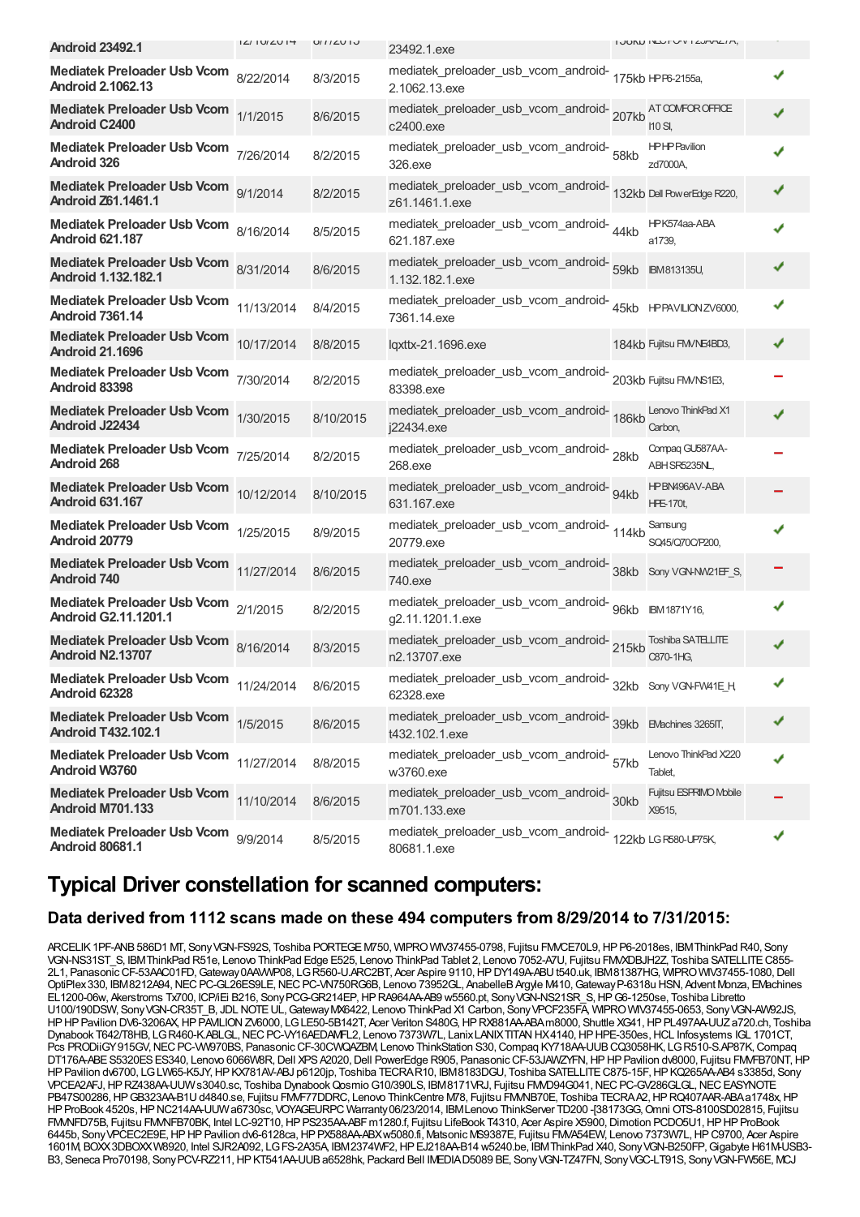| | | | | | | |
|---|---|---|---|---|---|---|
| **Mediatek Preloader Usb Vcom Android 23492.1** | 12/16/2014 | 8/7/2015 | mediatek_preloader_usb_vcom_android-23492.1.exe | 158kb | NEC PC-VY12JAAZ7A, | ✔ |
| **Mediatek Preloader Usb Vcom Android 2.1062.13** | 8/22/2014 | 8/3/2015 | mediatek_preloader_usb_vcom_android-2.1062.13.exe | 175kb | HP P6-2155a, | ✔ |
| **Mediatek Preloader Usb Vcom Android C2400** | 1/1/2015 | 8/6/2015 | mediatek_preloader_usb_vcom_android-c2400.exe | 207kb | AT COMFOR OFFICE I10 SI, | ✔ |
| **Mediatek Preloader Usb Vcom Android 326** | 7/26/2014 | 8/2/2015 | mediatek_preloader_usb_vcom_android-326.exe | 58kb | HP HP Pavilion zd7000A, | ✔ |
| **Mediatek Preloader Usb Vcom Android Z61.1461.1** | 9/1/2014 | 8/2/2015 | mediatek_preloader_usb_vcom_android-z61.1461.1.exe | 132kb | Dell PowerEdge R220, | ✔ |
| **Mediatek Preloader Usb Vcom Android 621.187** | 8/16/2014 | 8/5/2015 | mediatek_preloader_usb_vcom_android-621.187.exe | 44kb | HP K574aa-ABA a1739, | ✔ |
| **Mediatek Preloader Usb Vcom Android 1.132.182.1** | 8/31/2014 | 8/6/2015 | mediatek_preloader_usb_vcom_android-1.132.182.1.exe | 59kb | IBM813135U, | ✔ |
| **Mediatek Preloader Usb Vcom Android 7361.14** | 11/13/2014 | 8/4/2015 | mediatek_preloader_usb_vcom_android-7361.14.exe | 45kb | HP PAVILION ZV6000, | ✔ |
| **Mediatek Preloader Usb Vcom Android 21.1696** | 10/17/2014 | 8/8/2015 | lqxttx-21.1696.exe | 184kb | Fujitsu FMVNE4BD3, | ✔ |
| **Mediatek Preloader Usb Vcom Android 83398** | 7/30/2014 | 8/2/2015 | mediatek_preloader_usb_vcom_android-83398.exe | 203kb | Fujitsu FMVNS1E3, | – |
| **Mediatek Preloader Usb Vcom Android J22434** | 1/30/2015 | 8/10/2015 | mediatek_preloader_usb_vcom_android-j22434.exe | 186kb | Lenovo ThinkPad X1 Carbon, | ✔ |
| **Mediatek Preloader Usb Vcom Android 268** | 7/25/2014 | 8/2/2015 | mediatek_preloader_usb_vcom_android-268.exe | 28kb | Compaq GU587AA-ABH SR5235NL, | – |
| **Mediatek Preloader Usb Vcom Android 631.167** | 10/12/2014 | 8/10/2015 | mediatek_preloader_usb_vcom_android-631.167.exe | 94kb | HP BN496AV-ABA HPE-170t, | – |
| **Mediatek Preloader Usb Vcom Android 20779** | 1/25/2015 | 8/9/2015 | mediatek_preloader_usb_vcom_android-20779.exe | 114kb | Samsung SQ45/Q70C/P200, | ✔ |
| **Mediatek Preloader Usb Vcom Android 740** | 11/27/2014 | 8/6/2015 | mediatek_preloader_usb_vcom_android-740.exe | 38kb | Sony VGN-NW21EF_S, | – |
| **Mediatek Preloader Usb Vcom Android G2.11.1201.1** | 2/1/2015 | 8/2/2015 | mediatek_preloader_usb_vcom_android-g2.11.1201.1.exe | 96kb | IBM1871Y16, | ✔ |
| **Mediatek Preloader Usb Vcom Android N2.13707** | 8/16/2014 | 8/3/2015 | mediatek_preloader_usb_vcom_android-n2.13707.exe | 215kb | Toshiba SATELLITE C870-1HG, | ✔ |
| **Mediatek Preloader Usb Vcom Android 62328** | 11/24/2014 | 8/6/2015 | mediatek_preloader_usb_vcom_android-62328.exe | 32kb | Sony VGN-FW41E_H, | ✔ |
| **Mediatek Preloader Usb Vcom Android T432.102.1** | 1/5/2015 | 8/6/2015 | mediatek_preloader_usb_vcom_android-t432.102.1.exe | 39kb | EMachines 3265IT, | ✔ |
| **Mediatek Preloader Usb Vcom Android W3760** | 11/27/2014 | 8/8/2015 | mediatek_preloader_usb_vcom_android-w3760.exe | 57kb | Lenovo ThinkPad X220 Tablet, | ✔ |
| **Mediatek Preloader Usb Vcom Android M701.133** | 11/10/2014 | 8/6/2015 | mediatek_preloader_usb_vcom_android-m701.133.exe | 30kb | Fujitsu ESPRIMO Mobile X9515, | – |
| **Mediatek Preloader Usb Vcom Android 80681.1** | 9/9/2014 | 8/5/2015 | mediatek_preloader_usb_vcom_android-80681.1.exe | 122kb | LG R580-UP75K, | ✔ |

# Typical Driver constellation for scanned computers:

## Data derived from 1112 scans made on these 494 computers from 8/29/2014 to 7/31/2015:

ARCELIK 1PF-ANB 586D1 MT, Sony VGN-FS92S, Toshiba PORTEGE M750, WIPRO WIV37455-0798, Fujitsu FMVCE70L9, HP P6-2018es, IBM ThinkPad R40, Sony VGN-NS31ST_S, IBM ThinkPad R51e, Lenovo ThinkPad Edge E525, Lenovo ThinkPad Tablet 2, Lenovo 7052-A7U, Fujitsu FMVXDBJH2Z, Toshiba SATELLITE C855-2L1, Panasonic CF-53AAC01FD, Gateway 0AAWWP08, LG R560-U.ARC2BT, Acer Aspire 9110, HP DY149A-ABU t540.uk, IBM81387HG, WIPRO WIV37455-1080, Dell OptiPlex 330, IBM8212A94, NEC PC-GL26ES9LE, NEC PC-VN750RG6B, Lenovo 73952GL, AnabelleB Argyle M410, Gateway P-6318u HSN, Advent Monza, EMachines EL1200-06w, Akerstroms Tx700, ICP/iEi B216, Sony PCG-GR214EP, HP RA964AA-AB9 w5560.pt, Sony VGN-NS21SR_S, HP G6-1250se, Toshiba Libretto U100/190DSW, Sony VGN-CR35T_B, JDL NOTE UL, Gateway MX6422, Lenovo ThinkPad X1 Carbon, Sony VPCF235FA, WIPRO WIV37455-0653, Sony VGN-AW92JS, HP HP Pavilion DV6-3206AX, HP PAVILION ZV6000, LG LE50-5B142T, Acer Veriton S480G, HP RX881AA-ABA m8000, Shuttle XG41, HP PL497AA-UUZ a720.ch, Toshiba Dynabook T642/T8HB, LG R460-K.ABLGL, NEC PC-VY16AEDAMFL2, Lenovo 7373W7L, Lanix LANIX TITAN HX 4140, HP HPE-350es, HCL Infosystems IGL 1701CT, Pcs PRODiiGY 915GV, NEC PC-VW970BS, Panasonic CF-30CWQAZBM, Lenovo ThinkStation S30, Compaq KY718AA-UUB CQ3058HK, LG R510-S.AP87K, Compaq DT176A-ABE S5320ES ES340, Lenovo 6066W8R, Dell XPS A2020, Dell PowerEdge R905, Panasonic CF-53JAWZYFN, HP HP Pavilion dv8000, Fujitsu FMVFB70NT, HP HP Pavilion dv6700, LG LW65-K5JY, HP KX781AV-ABJ p6120jp, Toshiba TECRA R10, IBM8183DGU, Toshiba SATELLITE C875-15F, HP RQ407AAR-ABA a1748x, HP HP Pavilion dv4840.se, Fujitsu FMVF77DDRC, Lenovo ThinkCentre M78, Fujitsu FMVNB70E, Toshiba TECRA A2, HP KQ265AA-AB4 s3385d, Sony VPCEA2AFJ, HP RZ438AA-UUW s3040.sc, Toshiba Dynabook Qosmio G10/390LS, IBM8171VRJ, Fujitsu FMVD94G041, NEC PC-GV286GLGL, NEC EASYNOTE PB47S00286, HP GB323AA-B1U d4840.se, Fujitsu FMVF77DDRC, Lenovo ThinkCentre M78, Fujitsu FMVNB70E, Toshiba TECRA A2, HP RQ407AAR-ABA a1748x, HP HP ProBook 4520s, HP NC214AA-UUW a6730sc, VOYAGEURPC Warranty 06/23/2014, IBM Lenovo ThinkServer TD200 -[38173GG, Omni OTS-8100SD02815, Fujitsu FMVNFD75B, Fujitsu FMVNFB70BK, Intel LC-92T10, HP PS235AA-ABF m1280.f, Fujitsu LifeBook T4310, Acer Aspire X5900, Dimotion PCDO5U1, HP HP ProBook 6445b, Sony VPCEC2E9E, HP HP Pavilion dv6-6128ca, HP PX588AA-ABX w5080.fi, Matsonic MS9387E, Fujitsu FMVA54EW, Lenovo 7373W7L, HP C9700, Acer Aspire 1601M, BOXX 3DBOXX W8920, Intel SJR2A092, LG FS-2A35A, IBM2374WF2, HP EJ218AA-B14 w5240.be, IBM ThinkPad X40, Sony VGN-B250FP, Gigabyte H61M-USB3-B3, Seneca Pro70198, Sony PCV-RZ211, HP KT541AA-UUB a6528hk, Packard Bell IMEDIA D5089 BE, Sony VGN-TZ47FN, Sony VGC-LT91S, Sony VGN-FW56E, MCJ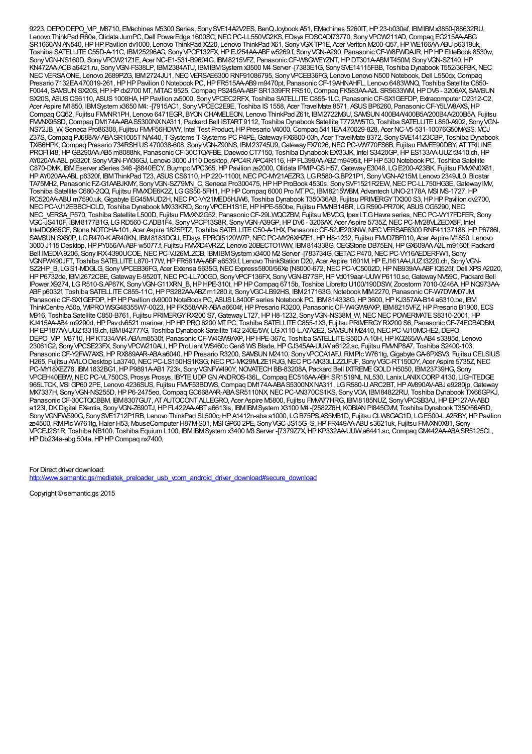9223, DEPO DEPO_VIP_M8710, EMachines M5300 Series, Sony SVE14A2V2ES, BenQ Joybook A51, EMachines 5260IT, HP 23-b030ef, IBM IBM x3850-[88632RU, Lenovo ThinkPad R60e, Olidata JumPC, Dell PowerEdge 1600SC, NEC PC-LL550VG2KS, EDsys EDSCADI73770, Sony VPCW211AD, Compaq EG215AA-ABG SR1660AN AN540, HP HP Pavilion dv1000, Lenovo ThinkPad X220, Lenovo ThinkPad X61, Sony VGX-TP1E, Acer Veriton M200-Q57, HP WE166AA-ABU p6319uk, Toshiba SATELLITE C55D-A-11C, IBM 25296AG, Sony VPCF132FX, HP EJ254AA-ABF w5269.f, Sony VGN-A290, Panasonic CF-W8FWDAJR, HP HP EliteBook 8530w, Sony VGN-NS160D, Sony VPCW21Z1E, Acer NC-E1-531-B9604G, IBM 8215VFZ, Panasonic CF-W8GWEYZNT, HP DT301A-ABM T450M, Sony VGN-SZ140, HP KN472AA-ACB a6421.ru, Sony VGN-FS38LP, IBM 2384ATU, IBM IBM System x3500 M4 Server -[7383E1G, Sony SVE14115FBB, Toshiba Dynabook T552/36FBK, NEC NEC VERSA ONE, Lenovo 2689PZG, IBM 2724JU1, NEC VERSAE6300 RNF91086795, Sony VPCEB36FG, Lenovo Lenovo N500 Notebook, Dell L550cx, Compaq Presario 7132EA 470019-261, HP HP Pavilion 0 Notebook PC, HP FR515AA-AB9 m9470pt, Panasonic CF-19AHNAHFL, Lenovo 6483WNQ, Toshiba Satellite C850-F0044, SAMSUN SX20S, HP HP dx2700 MT, MITAC 9525, Compaq PS245AA-ABF SR1339FR FR510, Compaq FK583AA-A2L SR5633WM, HP DV6 - 3206AX, SAMSUN SX20S, ASUS CS6110, ASUS 1008HA, HP Pavilion zv5000, Sony VPCEC2RFX, Toshiba SATELLITE C855-1LC, Panasonic CF-SX1GEFDP, Extracomputer D2312-C2, Acer Aspire M1850, IBM System x3650 M4: -[7915AC1, Sony VPCEC2E9E, Toshiba IS 1558, Acer TravelMate 8571, ASUS BP6260, Panasonic CF-Y5LW8AXS, HP Compaq CQ62, Fujitsu FMVNR1PH, Lenovo 6471EGR, BYON CHAMELEON, Lenovo ThinkPad Z61t, IBM 2722M3U, SAMSUN 400B4A/400B5A/200B4A/200B5A, Fujitsu FMVNX95SD, Compaq DM174A-ABA S5300NX NA311, Packard Bell ISTART 9112, Toshiba Dynabook Satellite T772/W5TG, Toshiba SATELLITE L850-A902, Sony VGN-NS72JB_W, Seneca Pro86308, Fujitsu FMVF56HDWY, Intel Test Product, HP Presario V4000, Compaq 5411EA 470029-828, Acer NC-V5-531-10076G50MASS, MCJ Z37S, Compaq PJ688AV-ABA SR1005T NA440, T-Systems T-Systems PC P4PE, Gateway FX6800-03h, Acer TravelMate 8372, Sony SVE14123CBP, Toshiba Dynabook TX/66HPK, Compaq Presario 734RSH US 470038-608, Sony VGN-Z90NS, IBM 23745U9, Gateway FX7026, NEC PC-VW770FS6B, Fujitsu FMVFE90DBY, AT TRILINE PROFI I48, HP GB290AA-AB5 m8088hk, Panasonic CF-30CTQAFBE, Daewoo CT7150, Toshiba Dynabook EX/33JK, Intel S3420GP, HP ES133AA-UUZ t3410.ch, HP AY020AA-ABL p6320f, Sony VGN-FW36GJ, Lenovo 3000 J110 Desktop, APC4R APC4R116, HP FL399AA-ABZ m9495it, HP HP 530 Notebook PC, Toshiba Satellite C870-DMK, IBM Eserver xSeries 346 -[8840ECY, Buympc MPC365, HP Pavilion ze2000, Olidata IPMP-GS H57, Gateway E3048, LG E200-A23BK, Fujitsu FMVXN0X81, HP AY020AA-ABL p6320f, IBM ThinkPad T23, ASUS CS6110, HP 220-1100t, NEC PC-MY21AEZR3, LG R580-G.BP21P1, Sony VGN-A215M, Lenovo 2349JL0, Biostar TA75MH2, Panasonic FZ-G1AABJKMY, Sony VGN-SZ79MN_C, Seneca Pro300475, HP HP ProBook 4530s, Sony SVF1521R2EW, NEC PC-LL750HG3E, Gateway IMV, Toshiba Satellite C660-2QQ, Fujitsu FMVXDE6K2Z, LG GS50-5FH1, HP HP Compaq 6000 Pro MT PC, IBM 8215WBM, Advantech UNO-2178A, MSI MS-1727, HP RC520AA-ABU m7590.uk, Gigabyte EG45M-UD2H, NEC PC-VY21MED5HJW6, Toshiba Dynabook T350/36AB, Fujitsu PRIMERGY TX300 S3, HP HP Pavilion dv2700, NEC PC-VJ12EBBCHCLD, Toshiba Dynabook MX/33KRD, Sony VPCEH1S1E, HP HPE-550be, Fujitsu FMVNB14BR, LG R590-PR70K, ASUS CG5290, NEC NEC_VERSA_P570, Toshiba Satellite L500D, Fujitsu FMVXN2G52, Panasonic CF-29LWQCZBM, Fujitsu M6VCG, Ipex I.T.G Havre series, NEC PC-VY17FDFER, Sony VGC-JS410F, IBM 8177B1G, LG RD560-C.ADB1F4, Sony VPCF13S8R, Sony VGN-A39GP, HP DV6 - 3206AX, Acer Aspire 5735Z, NEC PC-MY28VLZEDX8F, Intel IntelDQ965GF, Stone NOTCHA-101, Acer Aspire 1825PTZ, Toshiba SATELLITE C50-A-1HX, Panasonic CF-52JE203NW, NEC VERSAE6300 RNF41137188, HP P6786l, SAMSUN SX60P, LG R470-K.AR40KN, IBM 8183DGU, EDsys EPROI5120W7P, NEC PC-MY26XHZE1, HP H8-1232, Fujitsu FMVD7BF010, Acer Aspire M1850, Lenovo 3000 J115 Desktop, HP PY056AA-ABF w5077.f, Fujitsu FMVXD4VR2Z, Lenovo 20BECTO1WW, IBM 814338G, OEGStone DB75EN, HP GX609AA-A2L m9160f, Packard Bell IMEDIA 9206, Sony IRX-4390UCOE, NEC PC-VJ26MLZCB, IBM IBM System x3400 M2 Server -[783734G, GETAC P470, NEC PC-VY16AEDERFW1, Sony VGNFW490JFT, Toshiba SATELLITE L870-17W, HP FR561AA-ABF a6539.f, Lenovo ThinkStation D20, Acer Aspire 1601M, HP EJ161AA-UUZ t3220.ch, Sony VGN-SZ2HP_B, LG S1-MDGLG, Sony VPCEB36FG, Acer Extensa 5635G, NEC Express5800/56Xe [N8000-672, HP NB939AA-ABF IQ525f, Dell XPS A2020, HP P6732de, IBM 2672CBE, Gateway E-9520T, NEC PC-LL700GD, Sony VPCF136FX, Sony VGN-B77SP, HP Vd019aar-UUW P6110.sc, Gateway NV59C, Packard Bell IPower X9274, LG R510-S.AP87K, Sony VGN-G11XRN_B, HP HPE-310t, HP HP Compaq 6715b, Toshiba Libretto U100/190DSW, Zoostorm 7010-0246A, HP NQ973AA-ABF p6032f, Toshiba SATELLITE C855-11C, HP PS282AA-ABZ m1280.it, Sony VGC-LB92HS, IBM 217163G, Notebook MIM2270, Panasonic CF-W7DWM07JM, Panasonic CF-SX1GEFDP, HP HP Pavilion dv9000 NoteBook PC, ASUS L8400F series Notebook PC, IBM 814338G, HP 3600, HP KJ357AA-B14 a6310.be, IBM ThinkCentre A50p, WIPRO WSG48355W7-0023, HP FK558AAR-ABA a6604f, HP Presario R3200, Panasonic CF-W4GW9AXP, IBM 8215VFZ, HP Presario B1900, ECS M916, Toshiba Satellite C850-B761, Fujitsu PRIMERGY RX200 S7, Gateway LT27, HP H8-1232, Sony VGN-NS38M_W, NEC NEC POWERMATE S8310-2001, HP KJ415AA-AB4 m9290d, HP Pav dv6521 mariner, HP HP PRO 6200 MT PC, Toshiba SATELLITE C855-1X3, Fujitsu PRIMERGY RX200 S6, Panasonic CF-74ECBADBM, HP EP187AA-UUZ t3319.ch, IBM 842777G, Toshiba Dynabook Satellite T42 240E/5W, LG X110-L.A7A2E2, SAMSUN M2410, NEC PC-VJ10MCHE2, DEPO DEPO_VIP_M8710, HP KT334AAR-ABA m8530f, Panasonic CF-W4GW9AXP, HP HPE-367c, Toshiba SATELLITE S50D-A-10H, HP KQ265AA-AB4 s3385d, Lenovo 23061G2, Sony VPCSE23FX, Sony VPCW210ALI, HP ProLiant WS460c Gen8 WS Blade, HP GJ345AA-UUW a6122.sc, Fujitsu FMVNP8A7, Toshiba S2400-103, Panasonic CF-Y2FW7AXS, HP RX889AAR-ABA a6040, HP Presario R3200, SAMSUN M2410, Sony VPCCA1AFJ, RM Plc W761tg, Gigabyte GA-6PXSV3, Fujitsu CELSIUS H265, Fujitsu AMILO Desktop La3740, NEC PC-LS150HS1KSG, NEC PC-MK29MLZE1RJG, NEC PC-MK33LLZZUFJF, Sony VGC-RT150DY, Acer Aspire 5735Z, NEC PC-MY18XEZ78, IBM 1832BG1, HP P9891A-AB1 723k, Sony VGNFW490Y, NOVATECH BB-83208A, Packard Bell IXTREME GOLD H5050, IBM 23739HG, Sony VPCEH40EBW, NEC PC-VL750CS, Prosys Prosys, IBYTE UDP GN ANDROS-I36L, Compaq EC516AA-ABH SR1519NL NL530, Lanix LANIX CORP 4130, LIGHTEDGE 965LTCK, MSI GP60 2PE, Lenovo 4236SUS, Fujitsu FMVF53BDWS, Compaq DM174A-ABA S5300NX NA311, LG R580-U.ARC2BT, HP AV890AV-ABJ e9280jp, Gateway MX7337H, Sony VGN-NS255D, HP P6-2475eo, Compaq GC668AAR-ABA SR5110NX, NEC PC-VN370CS1KS, Sony VOA, IBM 84822RU, Toshiba Dynabook TX/66GPKJ, Panasonic CF-30CTQCBBM, IBM 8307GU7, AT AUTOCONT ALLEGRO, Acer Aspire M5800, Fujitsu FMVA77HRG, IBM 8185NUZ, Sony VPCSB3AJ, HP EP127AA-ABD a123l, DK Digital EXentia, Sony VGN-Z690TJ, HP FL422AA-ABT a6613is, IBM IBM System X3100 M4 -[2582Z6H, KOBIAN PI845GVM, Toshiba Dynabook T350/56ARD, Sony VGNFW590G, Sony SVE1712P1RB, Lenovo ThinkPad SL500c, HP A1412n-aba a1000, LG B75PS.AS5MB1D, Fujitsu CLW8GAG1D, LG E500-L.A2RBY, HP Pavilion ze4500, RM Plc W761tg, Haier H53, MouseComputer H87M-S01, MSI GP60 2PE, Sony VGC-JS15G_S, HP FR449AA-ABU s3621uk, Fujitsu FMVXN0X81, Sony VPCEJ2S1R, Toshiba NB100, Toshiba Equium L100, IBM IBM System x3400 M3 Server -[7379Z7X, HP KP332AA-UUW a6441.sc, Compaq GM442AA-ABA SR5125CL, HP Db234a-abg 504a, HP HP Compaq nx7400,

For Direct driver download:
http://www.semantic.gs/mediatek_preloader_usb_vcom_android_driver_download#secure_download

Copyright © semantic.gs 2015